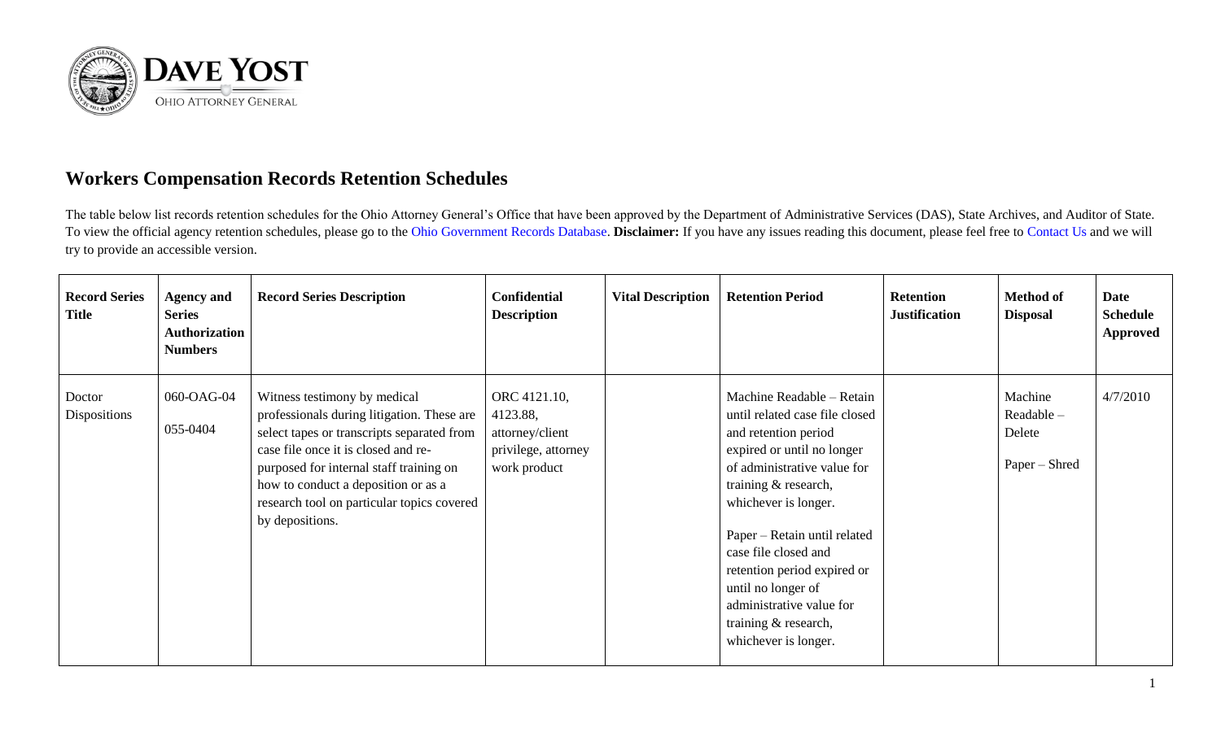DAVE YOST

OHIO ATTORNEY GENERAL

# Workers Compensation Records Retention Schedules

The table below list records retention schedules for the Ohio Attorney General's Office that have been approved by the Department of Administrative Services (DAS), State Archives, and Auditor of State. To view the official agency retention schedules, please go to the Ohio Government Records Database. **Disclaimer:** If you have any issues reading this document, please feel free to Contact Us and we will try to provide an accessible version.

| Record Series Title | Agency and Series Authorization Numbers | Record Series Description | Confidential Description | Vital Description | Retention Period | Retention Justification | Method of Disposal | Date Schedule Approved |
|---|---|---|---|---|---|---|---|---|
| Doctor Dispositions | 060-OAG-04<br>055-0404 | Witness testimony by medical professionals during litigation. These are select tapes or transcripts separated from case file once it is closed and re-purposed for internal staff training on how to conduct a deposition or as a research tool on particular topics covered by depositions. | ORC 4121.10, 4123.88, attorney/client privilege, attorney work product | | Machine Readable – Retain until related case file closed and retention period expired or until no longer of administrative value for training & research, whichever is longer.<br><br>Paper – Retain until related case file closed and retention period expired or until no longer of administrative value for training & research, whichever is longer. | | Machine Readable – Delete<br><br>Paper – Shred | 4/7/2010 |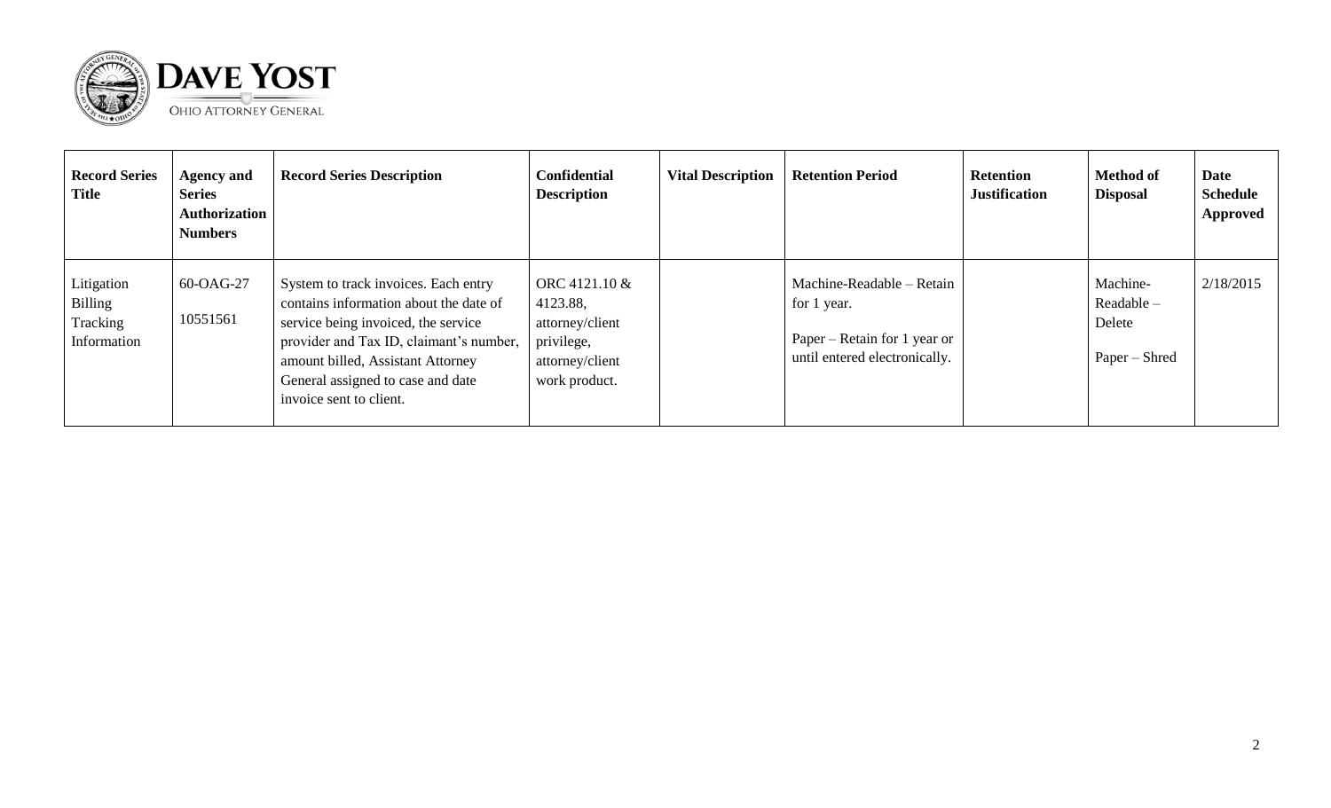| Record Series Title | Agency and Series Authorization Numbers | Record Series Description | Confidential Description | Vital Description | Retention Period | Retention Justification | Method of Disposal | Date Schedule Approved |
|---|---|---|---|---|---|---|---|---|
| Litigation Billing Tracking Information | 60-OAG-27<br><br>10551561 | System to track invoices. Each entry contains information about the date of service being invoiced, the service provider and Tax ID, claimant's number, amount billed, Assistant Attorney General assigned to case and date invoice sent to client. | ORC 4121.10 & 4123.88, attorney/client privilege, attorney/client work product. | | Machine-Readable – Retain for 1 year.<br><br>Paper – Retain for 1 year or until entered electronically. | | Machine-Readable – Delete<br><br>Paper – Shred | 2/18/2015 |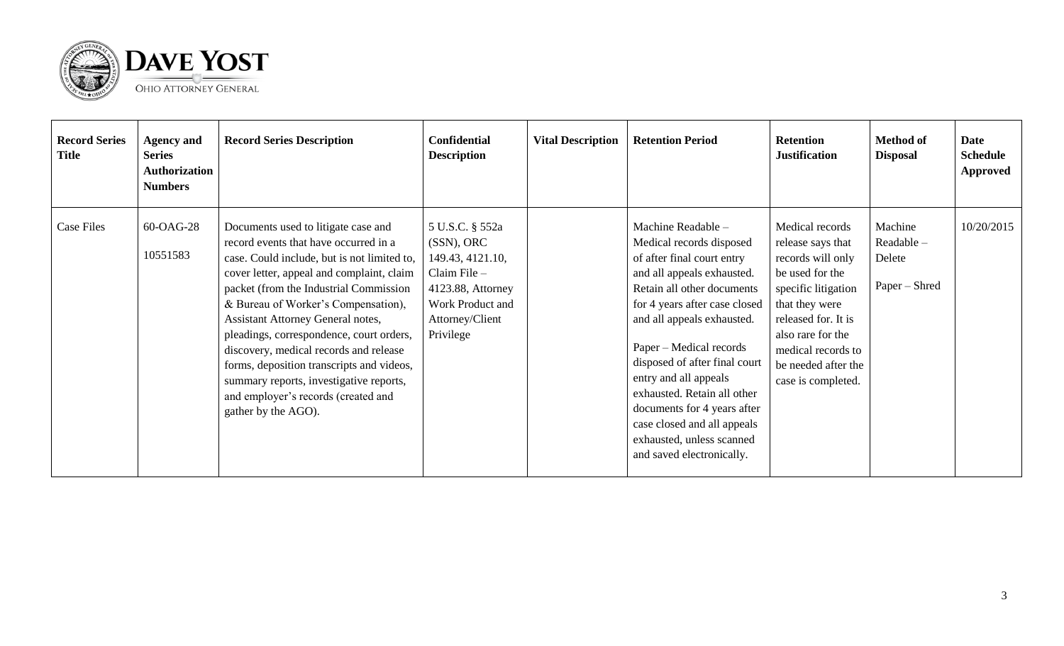| Record Series Title | Agency and Series Authorization Numbers | Record Series Description | Confidential Description | Vital Description | Retention Period | Retention Justification | Method of Disposal | Date Schedule Approved |
|---|---|---|---|---|---|---|---|---|
| Case Files | 60-OAG-28<br><br>10551583 | Documents used to litigate case and record events that have occurred in a case. Could include, but is not limited to, cover letter, appeal and complaint, claim packet (from the Industrial Commission & Bureau of Worker's Compensation), Assistant Attorney General notes, pleadings, correspondence, court orders, discovery, medical records and release forms, deposition transcripts and videos, summary reports, investigative reports, and employer's records (created and gather by the AGO). | 5 U.S.C. § 552a (SSN), ORC 149.43, 4121.10, Claim File – 4123.88, Attorney Work Product and Attorney/Client Privilege | | Machine Readable – Medical records disposed of after final court entry and all appeals exhausted. Retain all other documents for 4 years after case closed and all appeals exhausted.<br><br>Paper – Medical records disposed of after final court entry and all appeals exhausted. Retain all other documents for 4 years after case closed and all appeals exhausted, unless scanned and saved electronically. | Medical records release says that records will only be used for the specific litigation that they were released for. It is also rare for the medical records to be needed after the case is completed. | Machine Readable – Delete<br><br>Paper – Shred | 10/20/2015 |